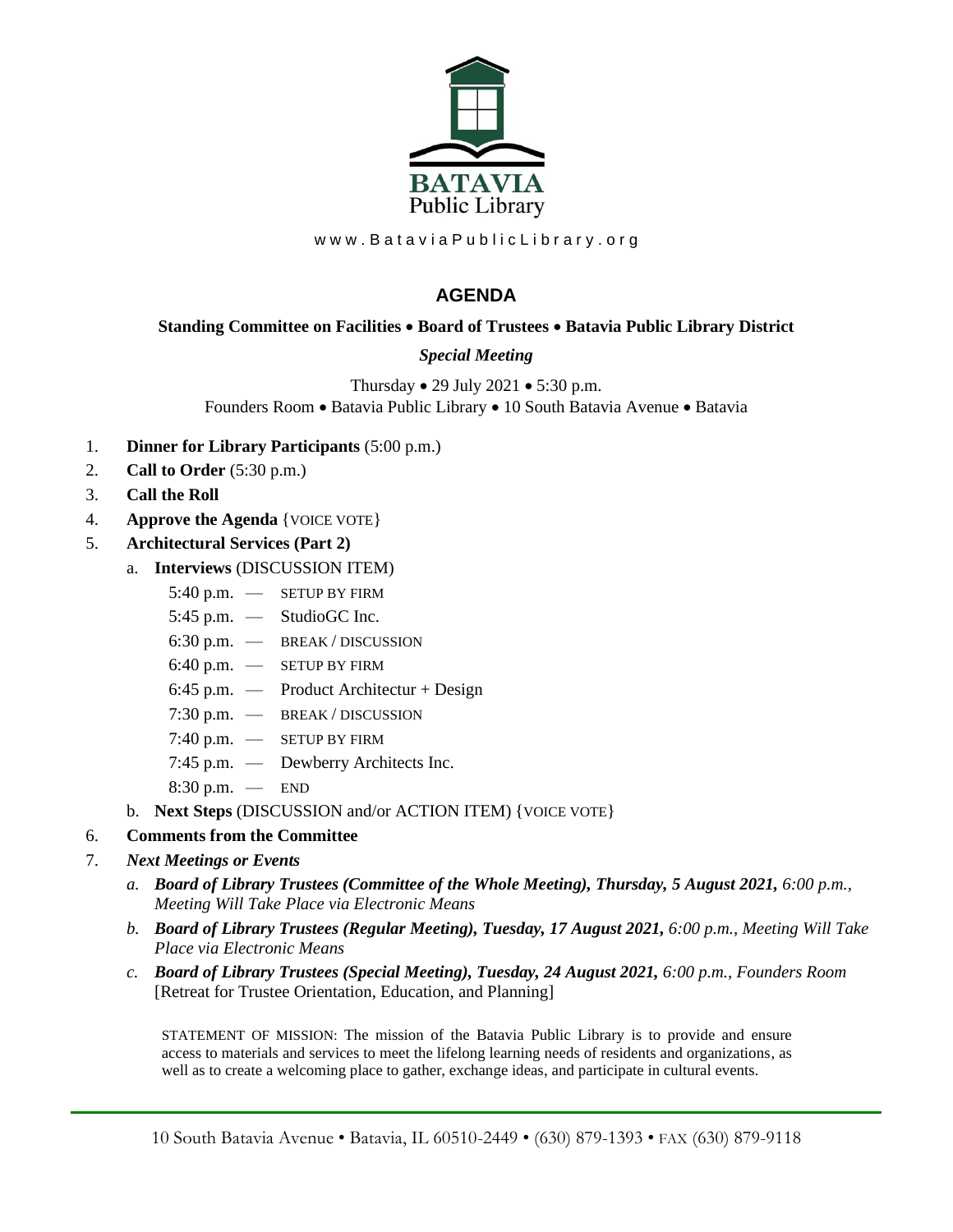BATAVIA
Public Library

www.BataviaPublicLibrary.org

# AGENDA

**Standing Committee on Facilities • Board of Trustees • Batavia Public Library District**

***Special Meeting***

Thursday • 29 July 2021 • 5:30 p.m.
Founders Room • Batavia Public Library • 10 South Batavia Avenue • Batavia

1. **Dinner for Library Participants** (5:00 p.m.)
2. **Call to Order** (5:30 p.m.)
3. **Call the Roll**
4. **Approve the Agenda** {VOICE VOTE}
5. **Architectural Services (Part 2)**
   a. **Interviews** (DISCUSSION ITEM)
      - 5:40 p.m. — SETUP BY FIRM
      - 5:45 p.m. — StudioGC Inc.
      - 6:30 p.m. — BREAK / DISCUSSION
      - 6:40 p.m. — SETUP BY FIRM
      - 6:45 p.m. — Product Architectur + Design
      - 7:30 p.m. — BREAK / DISCUSSION
      - 7:40 p.m. — SETUP BY FIRM
      - 7:45 p.m. — Dewberry Architects Inc.
      - 8:30 p.m. — END

   b. **Next Steps** (DISCUSSION and/or ACTION ITEM) {VOICE VOTE}
6. **Comments from the Committee**
7. ***Next Meetings or Events***
   a. ***Board of Library Trustees (Committee of the Whole Meeting), Thursday, 5 August 2021,*** *6:00 p.m., Meeting Will Take Place via Electronic Means*
   b. ***Board of Library Trustees (Regular Meeting), Tuesday, 17 August 2021,*** *6:00 p.m., Meeting Will Take Place via Electronic Means*
   c. ***Board of Library Trustees (Special Meeting), Tuesday, 24 August 2021,*** *6:00 p.m., Founders Room* [Retreat for Trustee Orientation, Education, and Planning]

STATEMENT OF MISSION: The mission of the Batavia Public Library is to provide and ensure access to materials and services to meet the lifelong learning needs of residents and organizations, as well as to create a welcoming place to gather, exchange ideas, and participate in cultural events.

10 South Batavia Avenue • Batavia, IL 60510-2449 • (630) 879-1393 • FAX (630) 879-9118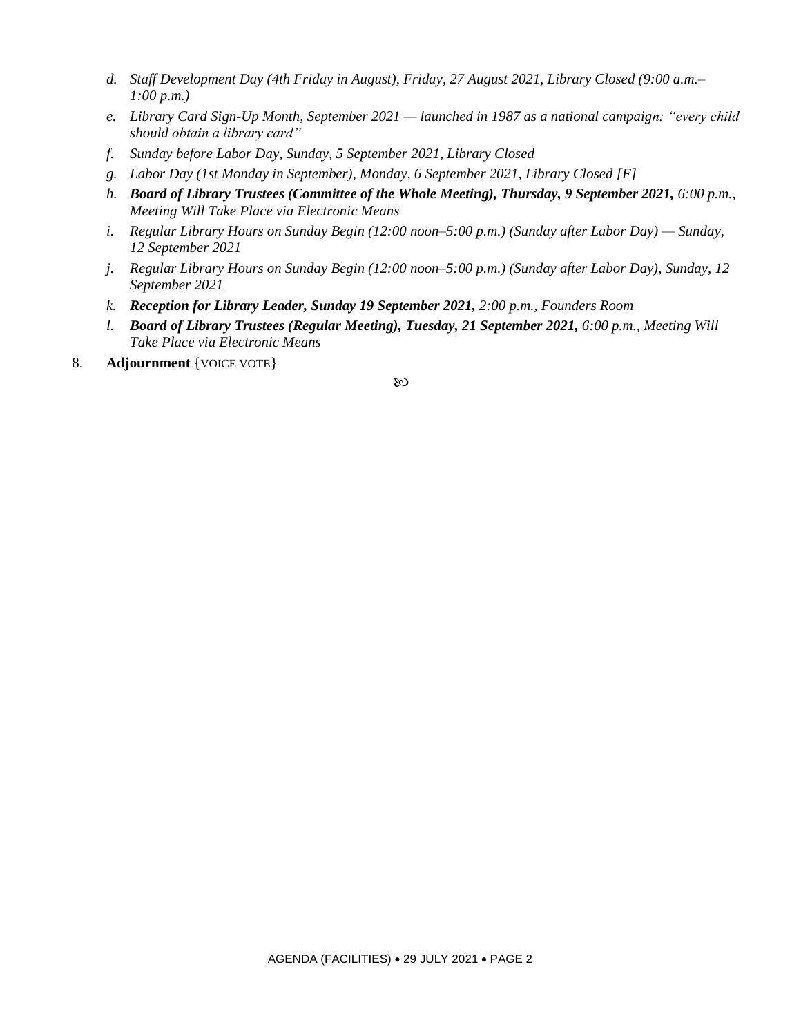- d. *Staff Development Day (4th Friday in August), Friday, 27 August 2021, Library Closed (9:00 a.m.–1:00 p.m.)*
- e. *Library Card Sign-Up Month, September 2021 — launched in 1987 as a national campaign: "every child should obtain a library card"*
- f. *Sunday before Labor Day, Sunday, 5 September 2021, Library Closed*
- g. *Labor Day (1st Monday in September), Monday, 6 September 2021, Library Closed [F]*
- h. ***Board of Library Trustees (Committee of the Whole Meeting), Thursday, 9 September 2021,** 6:00 p.m., Meeting Will Take Place via Electronic Means*
- i. *Regular Library Hours on Sunday Begin (12:00 noon–5:00 p.m.) (Sunday after Labor Day) — Sunday, 12 September 2021*
- j. *Regular Library Hours on Sunday Begin (12:00 noon–5:00 p.m.) (Sunday after Labor Day), Sunday, 12 September 2021*
- k. ***Reception for Library Leader, Sunday 19 September 2021,** 2:00 p.m., Founders Room*
- l. ***Board of Library Trustees (Regular Meeting), Tuesday, 21 September 2021,** 6:00 p.m., Meeting Will Take Place via Electronic Means*

8. **Adjournment** {VOICE VOTE}

ꟈ